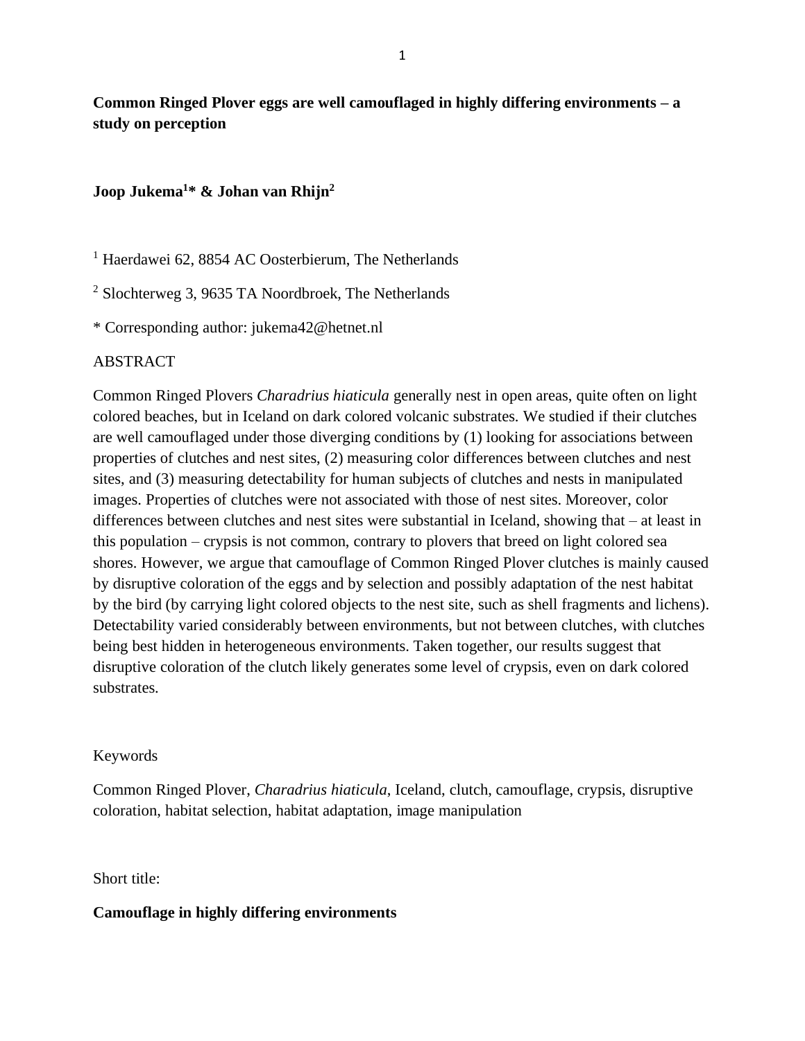# Common Ringed Plover eggs are well camouflaged in highly differing environments – a study on perception

**Joop Jukema[1]* & Johan van Rhijn[2]**

[1] Haerdawei 62, 8854 AC Oosterbierum, The Netherlands

[2] Slochterweg 3, 9635 TA Noordbroek, The Netherlands

* Corresponding author: jukema42@hetnet.nl

## ABSTRACT

Common Ringed Plovers *Charadrius hiaticula* generally nest in open areas, quite often on light colored beaches, but in Iceland on dark colored volcanic substrates. We studied if their clutches are well camouflaged under those diverging conditions by (1) looking for associations between properties of clutches and nest sites, (2) measuring color differences between clutches and nest sites, and (3) measuring detectability for human subjects of clutches and nests in manipulated images. Properties of clutches were not associated with those of nest sites. Moreover, color differences between clutches and nest sites were substantial in Iceland, showing that – at least in this population – crypsis is not common, contrary to plovers that breed on light colored sea shores. However, we argue that camouflage of Common Ringed Plover clutches is mainly caused by disruptive coloration of the eggs and by selection and possibly adaptation of the nest habitat by the bird (by carrying light colored objects to the nest site, such as shell fragments and lichens). Detectability varied considerably between environments, but not between clutches, with clutches being best hidden in heterogeneous environments. Taken together, our results suggest that disruptive coloration of the clutch likely generates some level of crypsis, even on dark colored substrates.

Keywords

Common Ringed Plover, *Charadrius hiaticula*, Iceland, clutch, camouflage, crypsis, disruptive coloration, habitat selection, habitat adaptation, image manipulation

Short title:

**Camouflage in highly differing environments**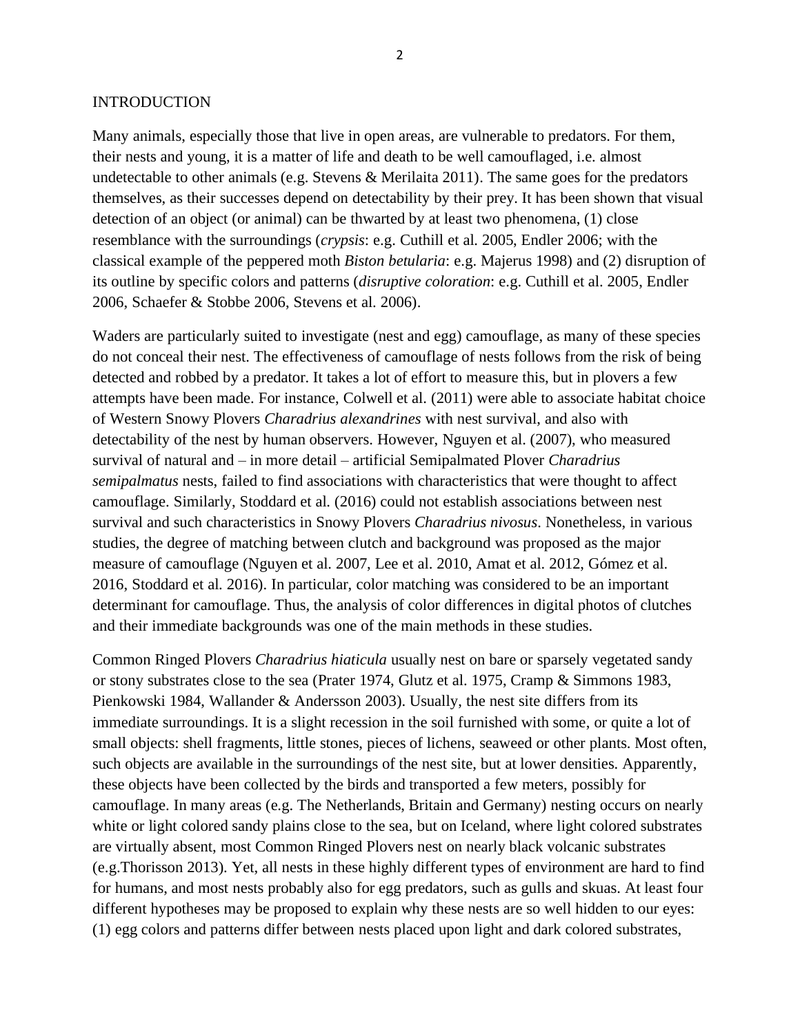## INTRODUCTION

Many animals, especially those that live in open areas, are vulnerable to predators. For them, their nests and young, it is a matter of life and death to be well camouflaged, i.e. almost undetectable to other animals (e.g. Stevens & Merilaita 2011). The same goes for the predators themselves, as their successes depend on detectability by their prey. It has been shown that visual detection of an object (or animal) can be thwarted by at least two phenomena, (1) close resemblance with the surroundings (*crypsis*: e.g. Cuthill et al. 2005, Endler 2006; with the classical example of the peppered moth *Biston betularia*: e.g. Majerus 1998) and (2) disruption of its outline by specific colors and patterns (*disruptive coloration*: e.g. Cuthill et al. 2005, Endler 2006, Schaefer & Stobbe 2006, Stevens et al. 2006).

Waders are particularly suited to investigate (nest and egg) camouflage, as many of these species do not conceal their nest. The effectiveness of camouflage of nests follows from the risk of being detected and robbed by a predator. It takes a lot of effort to measure this, but in plovers a few attempts have been made. For instance, Colwell et al. (2011) were able to associate habitat choice of Western Snowy Plovers *Charadrius alexandrines* with nest survival, and also with detectability of the nest by human observers. However, Nguyen et al. (2007), who measured survival of natural and – in more detail – artificial Semipalmated Plover *Charadrius semipalmatus* nests, failed to find associations with characteristics that were thought to affect camouflage. Similarly, Stoddard et al. (2016) could not establish associations between nest survival and such characteristics in Snowy Plovers *Charadrius nivosus*. Nonetheless, in various studies, the degree of matching between clutch and background was proposed as the major measure of camouflage (Nguyen et al. 2007, Lee et al. 2010, Amat et al. 2012, Gómez et al. 2016, Stoddard et al. 2016). In particular, color matching was considered to be an important determinant for camouflage. Thus, the analysis of color differences in digital photos of clutches and their immediate backgrounds was one of the main methods in these studies.

Common Ringed Plovers *Charadrius hiaticula* usually nest on bare or sparsely vegetated sandy or stony substrates close to the sea (Prater 1974, Glutz et al. 1975, Cramp & Simmons 1983, Pienkowski 1984, Wallander & Andersson 2003). Usually, the nest site differs from its immediate surroundings. It is a slight recession in the soil furnished with some, or quite a lot of small objects: shell fragments, little stones, pieces of lichens, seaweed or other plants. Most often, such objects are available in the surroundings of the nest site, but at lower densities. Apparently, these objects have been collected by the birds and transported a few meters, possibly for camouflage. In many areas (e.g. The Netherlands, Britain and Germany) nesting occurs on nearly white or light colored sandy plains close to the sea, but on Iceland, where light colored substrates are virtually absent, most Common Ringed Plovers nest on nearly black volcanic substrates (e.g.Thorisson 2013). Yet, all nests in these highly different types of environment are hard to find for humans, and most nests probably also for egg predators, such as gulls and skuas. At least four different hypotheses may be proposed to explain why these nests are so well hidden to our eyes: (1) egg colors and patterns differ between nests placed upon light and dark colored substrates,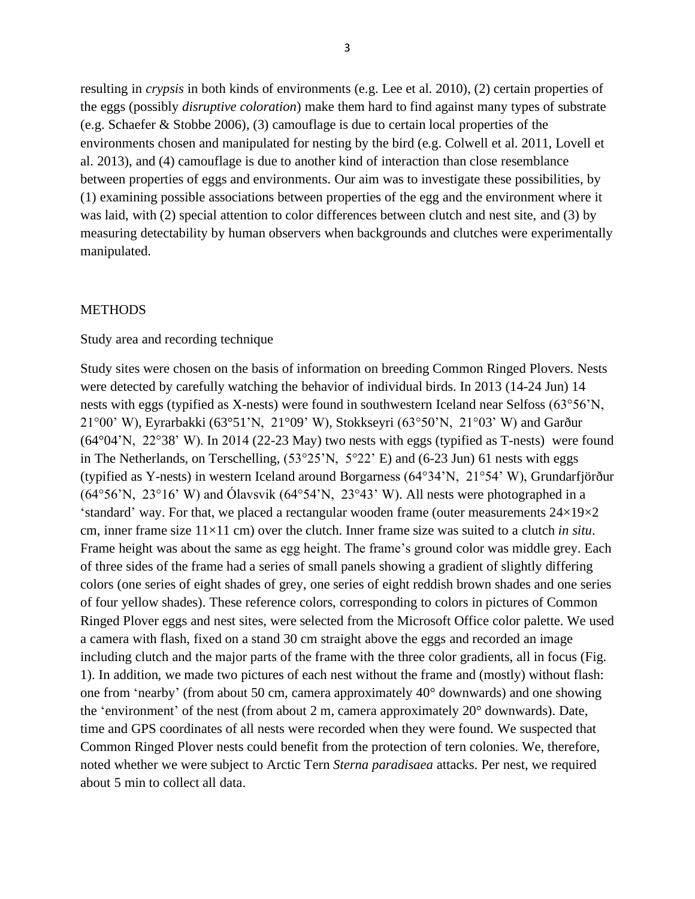resulting in *crypsis* in both kinds of environments (e.g. Lee et al. 2010), (2) certain properties of the eggs (possibly *disruptive coloration*) make them hard to find against many types of substrate (e.g. Schaefer & Stobbe 2006), (3) camouflage is due to certain local properties of the environments chosen and manipulated for nesting by the bird (e.g. Colwell et al. 2011, Lovell et al. 2013), and (4) camouflage is due to another kind of interaction than close resemblance between properties of eggs and environments. Our aim was to investigate these possibilities, by (1) examining possible associations between properties of the egg and the environment where it was laid, with (2) special attention to color differences between clutch and nest site, and (3) by measuring detectability by human observers when backgrounds and clutches were experimentally manipulated.

## METHODS

### Study area and recording technique

Study sites were chosen on the basis of information on breeding Common Ringed Plovers. Nests were detected by carefully watching the behavior of individual birds. In 2013 (14-24 Jun) 14 nests with eggs (typified as X-nests) were found in southwestern Iceland near Selfoss (63°56'N, 21°00' W), Eyrarbakki (63°51'N, 21°09' W), Stokkseyri (63°50'N, 21°03' W) and Garður (64°04'N, 22°38' W). In 2014 (22-23 May) two nests with eggs (typified as T-nests) were found in The Netherlands, on Terschelling, (53°25'N, 5°22' E) and (6-23 Jun) 61 nests with eggs (typified as Y-nests) in western Iceland around Borgarness (64°34'N, 21°54' W), Grundarfjörður (64°56'N, 23°16' W) and Ólavsvik (64°54'N, 23°43' W). All nests were photographed in a 'standard' way. For that, we placed a rectangular wooden frame (outer measurements 24×19×2 cm, inner frame size 11×11 cm) over the clutch. Inner frame size was suited to a clutch *in situ*. Frame height was about the same as egg height. The frame's ground color was middle grey. Each of three sides of the frame had a series of small panels showing a gradient of slightly differing colors (one series of eight shades of grey, one series of eight reddish brown shades and one series of four yellow shades). These reference colors, corresponding to colors in pictures of Common Ringed Plover eggs and nest sites, were selected from the Microsoft Office color palette. We used a camera with flash, fixed on a stand 30 cm straight above the eggs and recorded an image including clutch and the major parts of the frame with the three color gradients, all in focus (Fig. 1). In addition, we made two pictures of each nest without the frame and (mostly) without flash: one from 'nearby' (from about 50 cm, camera approximately 40° downwards) and one showing the 'environment' of the nest (from about 2 m, camera approximately 20° downwards). Date, time and GPS coordinates of all nests were recorded when they were found. We suspected that Common Ringed Plover nests could benefit from the protection of tern colonies. We, therefore, noted whether we were subject to Arctic Tern *Sterna paradisaea* attacks. Per nest, we required about 5 min to collect all data.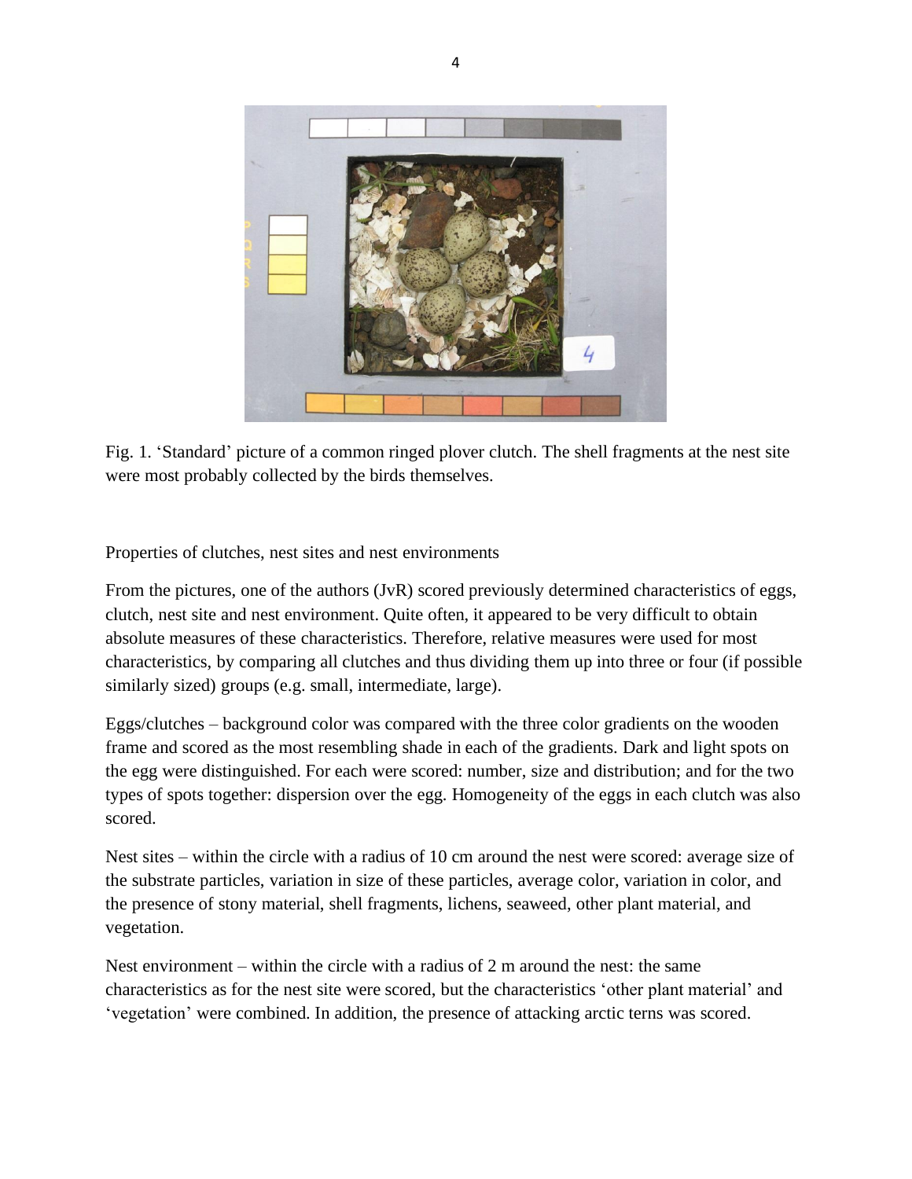Fig. 1. 'Standard' picture of a common ringed plover clutch. The shell fragments at the nest site were most probably collected by the birds themselves.

Properties of clutches, nest sites and nest environments

From the pictures, one of the authors (JvR) scored previously determined characteristics of eggs, clutch, nest site and nest environment. Quite often, it appeared to be very difficult to obtain absolute measures of these characteristics. Therefore, relative measures were used for most characteristics, by comparing all clutches and thus dividing them up into three or four (if possible similarly sized) groups (e.g. small, intermediate, large).

Eggs/clutches – background color was compared with the three color gradients on the wooden frame and scored as the most resembling shade in each of the gradients. Dark and light spots on the egg were distinguished. For each were scored: number, size and distribution; and for the two types of spots together: dispersion over the egg. Homogeneity of the eggs in each clutch was also scored.

Nest sites – within the circle with a radius of 10 cm around the nest were scored: average size of the substrate particles, variation in size of these particles, average color, variation in color, and the presence of stony material, shell fragments, lichens, seaweed, other plant material, and vegetation.

Nest environment – within the circle with a radius of 2 m around the nest: the same characteristics as for the nest site were scored, but the characteristics 'other plant material' and 'vegetation' were combined. In addition, the presence of attacking arctic terns was scored.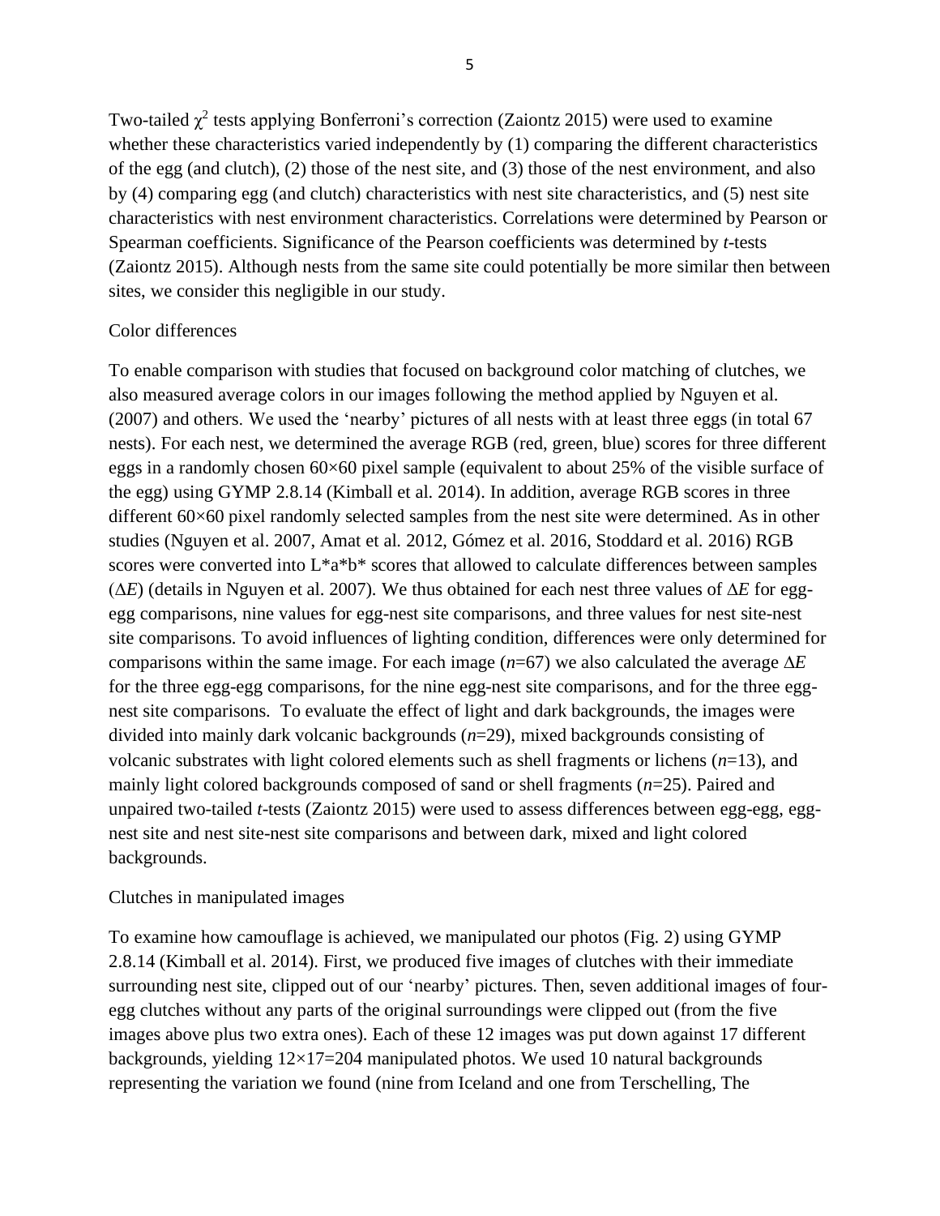Two-tailed $\chi^2$ tests applying Bonferroni's correction (Zaiontz 2015) were used to examine whether these characteristics varied independently by (1) comparing the different characteristics of the egg (and clutch), (2) those of the nest site, and (3) those of the nest environment, and also by (4) comparing egg (and clutch) characteristics with nest site characteristics, and (5) nest site characteristics with nest environment characteristics. Correlations were determined by Pearson or Spearman coefficients. Significance of the Pearson coefficients was determined by *t*-tests (Zaiontz 2015). Although nests from the same site could potentially be more similar then between sites, we consider this negligible in our study.

## Color differences

To enable comparison with studies that focused on background color matching of clutches, we also measured average colors in our images following the method applied by Nguyen et al. (2007) and others. We used the 'nearby' pictures of all nests with at least three eggs (in total 67 nests). For each nest, we determined the average RGB (red, green, blue) scores for three different eggs in a randomly chosen 60×60 pixel sample (equivalent to about 25% of the visible surface of the egg) using GYMP 2.8.14 (Kimball et al. 2014). In addition, average RGB scores in three different 60×60 pixel randomly selected samples from the nest site were determined. As in other studies (Nguyen et al. 2007, Amat et al. 2012, Gómez et al. 2016, Stoddard et al. 2016) RGB scores were converted into L*a*b* scores that allowed to calculate differences between samples ($\Delta E$) (details in Nguyen et al. 2007). We thus obtained for each nest three values of $\Delta E$ for egg-egg comparisons, nine values for egg-nest site comparisons, and three values for nest site-nest site comparisons. To avoid influences of lighting condition, differences were only determined for comparisons within the same image. For each image ($n$=67) we also calculated the average $\Delta E$ for the three egg-egg comparisons, for the nine egg-nest site comparisons, and for the three egg-nest site comparisons. To evaluate the effect of light and dark backgrounds, the images were divided into mainly dark volcanic backgrounds ($n$=29), mixed backgrounds consisting of volcanic substrates with light colored elements such as shell fragments or lichens ($n$=13), and mainly light colored backgrounds composed of sand or shell fragments ($n$=25). Paired and unpaired two-tailed *t*-tests (Zaiontz 2015) were used to assess differences between egg-egg, egg-nest site and nest site-nest site comparisons and between dark, mixed and light colored backgrounds.

## Clutches in manipulated images

To examine how camouflage is achieved, we manipulated our photos (Fig. 2) using GYMP 2.8.14 (Kimball et al. 2014). First, we produced five images of clutches with their immediate surrounding nest site, clipped out of our 'nearby' pictures. Then, seven additional images of four-egg clutches without any parts of the original surroundings were clipped out (from the five images above plus two extra ones). Each of these 12 images was put down against 17 different backgrounds, yielding 12×17=204 manipulated photos. We used 10 natural backgrounds representing the variation we found (nine from Iceland and one from Terschelling, The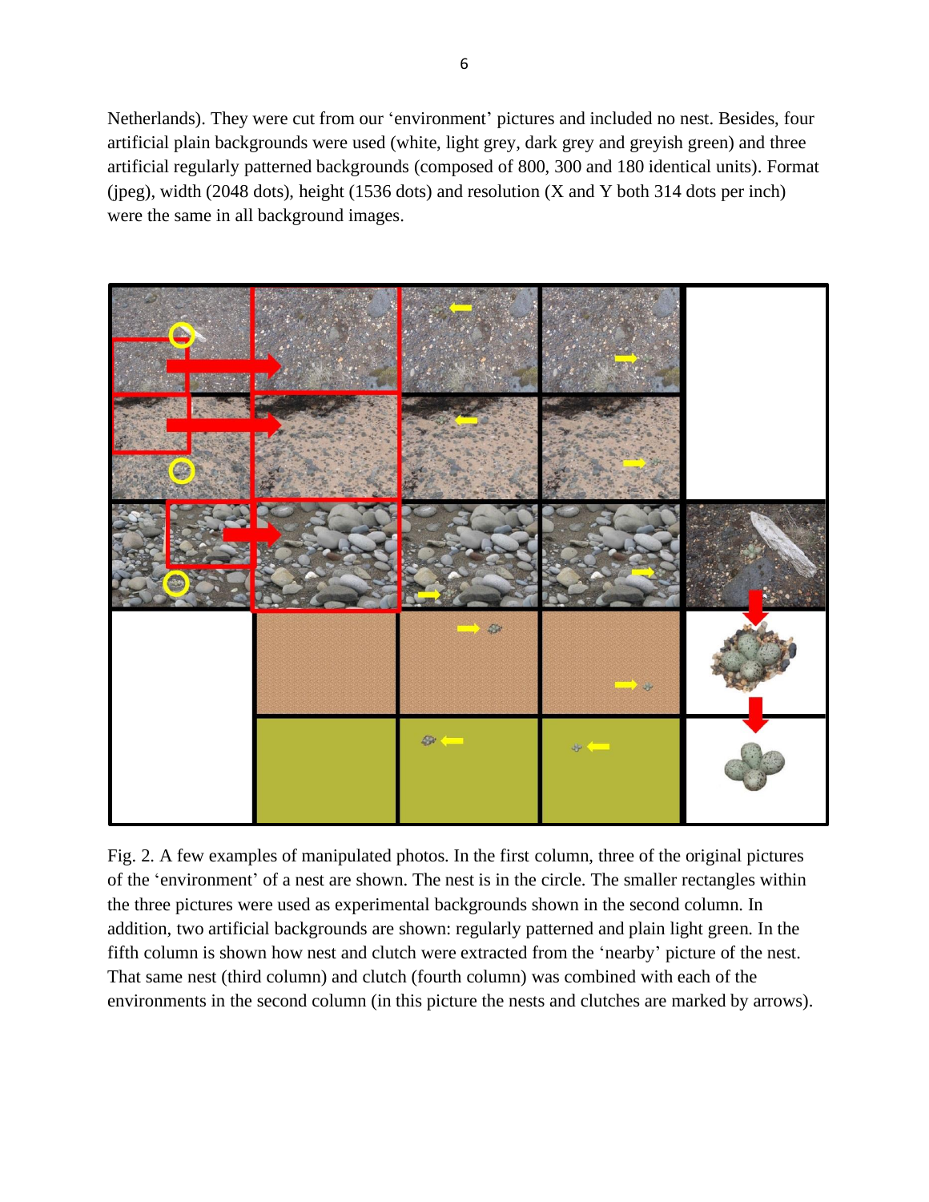Netherlands). They were cut from our 'environment' pictures and included no nest. Besides, four artificial plain backgrounds were used (white, light grey, dark grey and greyish green) and three artificial regularly patterned backgrounds (composed of 800, 300 and 180 identical units). Format (jpeg), width (2048 dots), height (1536 dots) and resolution (X and Y both 314 dots per inch) were the same in all background images.

Fig. 2. A few examples of manipulated photos. In the first column, three of the original pictures of the 'environment' of a nest are shown. The nest is in the circle. The smaller rectangles within the three pictures were used as experimental backgrounds shown in the second column. In addition, two artificial backgrounds are shown: regularly patterned and plain light green. In the fifth column is shown how nest and clutch were extracted from the 'nearby' picture of the nest. That same nest (third column) and clutch (fourth column) was combined with each of the environments in the second column (in this picture the nests and clutches are marked by arrows).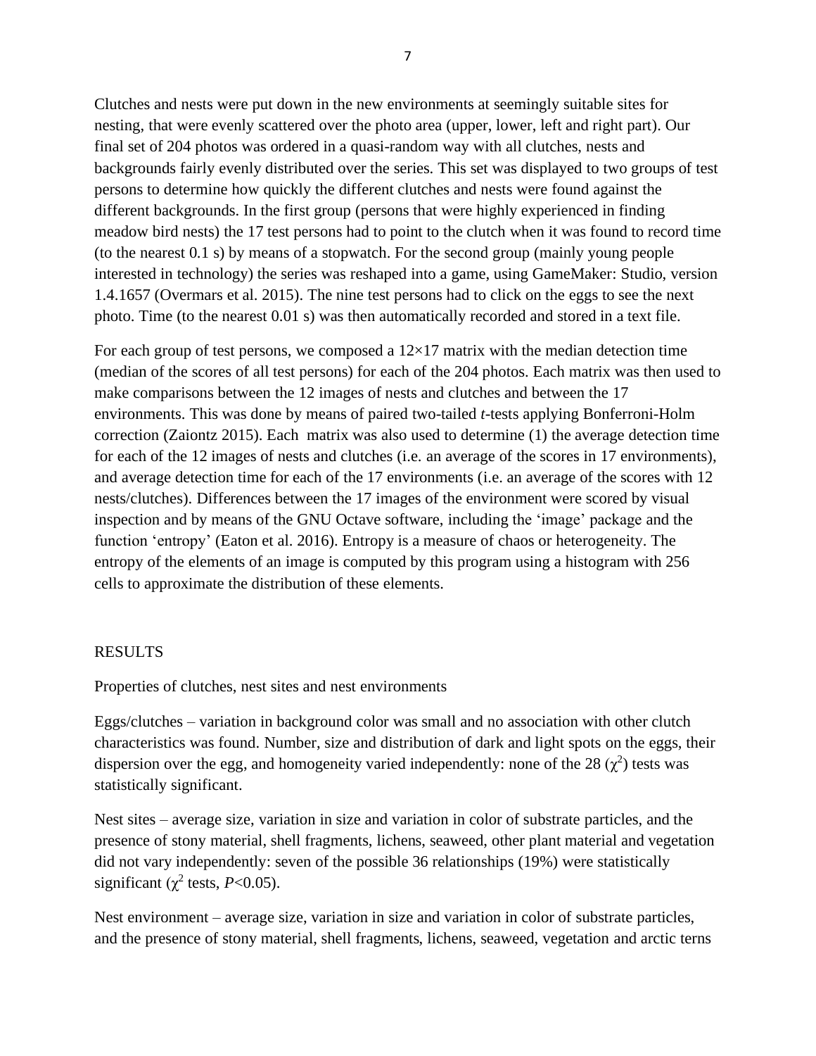Clutches and nests were put down in the new environments at seemingly suitable sites for nesting, that were evenly scattered over the photo area (upper, lower, left and right part). Our final set of 204 photos was ordered in a quasi-random way with all clutches, nests and backgrounds fairly evenly distributed over the series. This set was displayed to two groups of test persons to determine how quickly the different clutches and nests were found against the different backgrounds. In the first group (persons that were highly experienced in finding meadow bird nests) the 17 test persons had to point to the clutch when it was found to record time (to the nearest 0.1 s) by means of a stopwatch. For the second group (mainly young people interested in technology) the series was reshaped into a game, using GameMaker: Studio, version 1.4.1657 (Overmars et al. 2015). The nine test persons had to click on the eggs to see the next photo. Time (to the nearest 0.01 s) was then automatically recorded and stored in a text file.

For each group of test persons, we composed a $12 \times 17$ matrix with the median detection time (median of the scores of all test persons) for each of the 204 photos. Each matrix was then used to make comparisons between the 12 images of nests and clutches and between the 17 environments. This was done by means of paired two-tailed *t*-tests applying Bonferroni-Holm correction (Zaiontz 2015). Each matrix was also used to determine (1) the average detection time for each of the 12 images of nests and clutches (i.e. an average of the scores in 17 environments), and average detection time for each of the 17 environments (i.e. an average of the scores with 12 nests/clutches). Differences between the 17 images of the environment were scored by visual inspection and by means of the GNU Octave software, including the 'image' package and the function 'entropy' (Eaton et al. 2016). Entropy is a measure of chaos or heterogeneity. The entropy of the elements of an image is computed by this program using a histogram with 256 cells to approximate the distribution of these elements.

## RESULTS

### Properties of clutches, nest sites and nest environments

Eggs/clutches – variation in background color was small and no association with other clutch characteristics was found. Number, size and distribution of dark and light spots on the eggs, their dispersion over the egg, and homogeneity varied independently: none of the 28 ($\chi^2$) tests was statistically significant.

Nest sites – average size, variation in size and variation in color of substrate particles, and the presence of stony material, shell fragments, lichens, seaweed, other plant material and vegetation did not vary independently: seven of the possible 36 relationships (19%) were statistically significant ($\chi^2$ tests, $P<0.05$).

Nest environment – average size, variation in size and variation in color of substrate particles, and the presence of stony material, shell fragments, lichens, seaweed, vegetation and arctic terns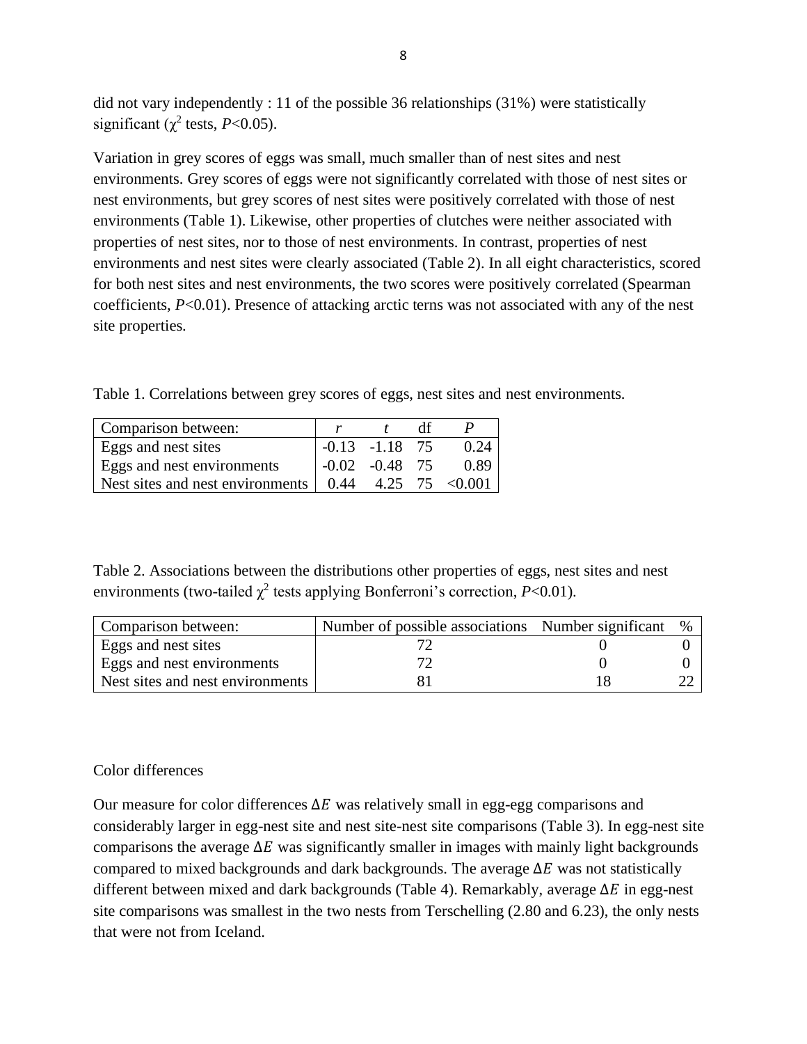did not vary independently : 11 of the possible 36 relationships (31%) were statistically significant ($\chi^2$ tests, $P$<0.05).

Variation in grey scores of eggs was small, much smaller than of nest sites and nest environments. Grey scores of eggs were not significantly correlated with those of nest sites or nest environments, but grey scores of nest sites were positively correlated with those of nest environments (Table 1). Likewise, other properties of clutches were neither associated with properties of nest sites, nor to those of nest environments. In contrast, properties of nest environments and nest sites were clearly associated (Table 2). In all eight characteristics, scored for both nest sites and nest environments, the two scores were positively correlated (Spearman coefficients, $P$<0.01). Presence of attacking arctic terns was not associated with any of the nest site properties.

Table 1. Correlations between grey scores of eggs, nest sites and nest environments.

| Comparison between: | *r* | *t* | df | *P* |
|---|---|---|---|---|
| Eggs and nest sites | -0.13 | -1.18 | 75 | 0.24 |
| Eggs and nest environments | -0.02 | -0.48 | 75 | 0.89 |
| Nest sites and nest environments | 0.44 | 4.25 | 75 | <0.001 |

Table 2. Associations between the distributions other properties of eggs, nest sites and nest environments (two-tailed $\chi^2$ tests applying Bonferroni's correction, $P$<0.01).

| Comparison between: | Number of possible associations | Number significant | % |
|---|---|---|---|
| Eggs and nest sites | 72 | 0 | 0 |
| Eggs and nest environments | 72 | 0 | 0 |
| Nest sites and nest environments | 81 | 18 | 22 |

Color differences

Our measure for color differences $\Delta E$ was relatively small in egg-egg comparisons and considerably larger in egg-nest site and nest site-nest site comparisons (Table 3). In egg-nest site comparisons the average $\Delta E$ was significantly smaller in images with mainly light backgrounds compared to mixed backgrounds and dark backgrounds. The average $\Delta E$ was not statistically different between mixed and dark backgrounds (Table 4). Remarkably, average $\Delta E$ in egg-nest site comparisons was smallest in the two nests from Terschelling (2.80 and 6.23), the only nests that were not from Iceland.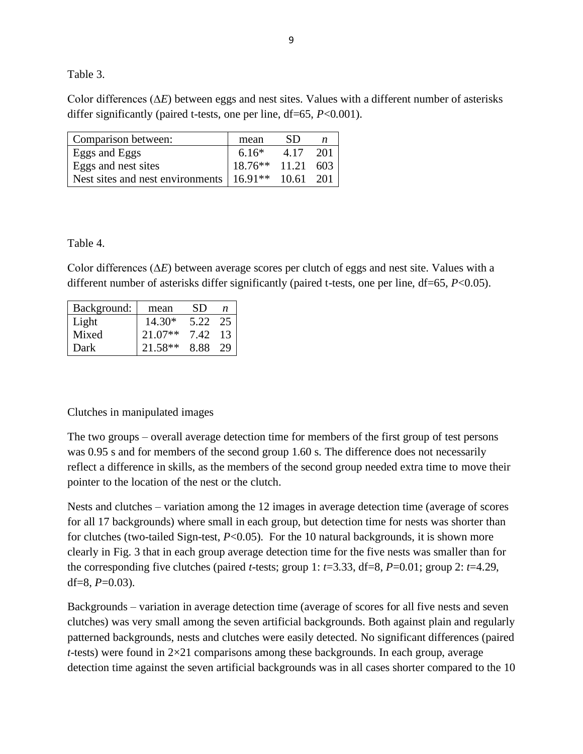Table 3.

Color differences (Δ*E*) between eggs and nest sites. Values with a different number of asterisks differ significantly (paired t-tests, one per line, df=65, *P*<0.001).

| Comparison between: | mean | SD | *n* |
|---|---|---|---|
| Eggs and Eggs | 6.16* | 4.17 | 201 |
| Eggs and nest sites | 18.76** | 11.21 | 603 |
| Nest sites and nest environments | 16.91** | 10.61 | 201 |

Table 4.

Color differences (Δ*E*) between average scores per clutch of eggs and nest site. Values with a different number of asterisks differ significantly (paired t-tests, one per line, df=65, *P*<0.05).

| Background: | mean | SD | *n* |
|---|---|---|---|
| Light | 14.30* | 5.22 | 25 |
| Mixed | 21.07** | 7.42 | 13 |
| Dark | 21.58** | 8.88 | 29 |

Clutches in manipulated images

The two groups – overall average detection time for members of the first group of test persons was 0.95 s and for members of the second group 1.60 s. The difference does not necessarily reflect a difference in skills, as the members of the second group needed extra time to move their pointer to the location of the nest or the clutch.

Nests and clutches – variation among the 12 images in average detection time (average of scores for all 17 backgrounds) where small in each group, but detection time for nests was shorter than for clutches (two-tailed Sign-test, *P*<0.05). For the 10 natural backgrounds, it is shown more clearly in Fig. 3 that in each group average detection time for the five nests was smaller than for the corresponding five clutches (paired *t*-tests; group 1: *t*=3.33, df=8, *P*=0.01; group 2: *t*=4.29, df=8, *P*=0.03).

Backgrounds – variation in average detection time (average of scores for all five nests and seven clutches) was very small among the seven artificial backgrounds. Both against plain and regularly patterned backgrounds, nests and clutches were easily detected. No significant differences (paired *t*-tests) were found in 2×21 comparisons among these backgrounds. In each group, average detection time against the seven artificial backgrounds was in all cases shorter compared to the 10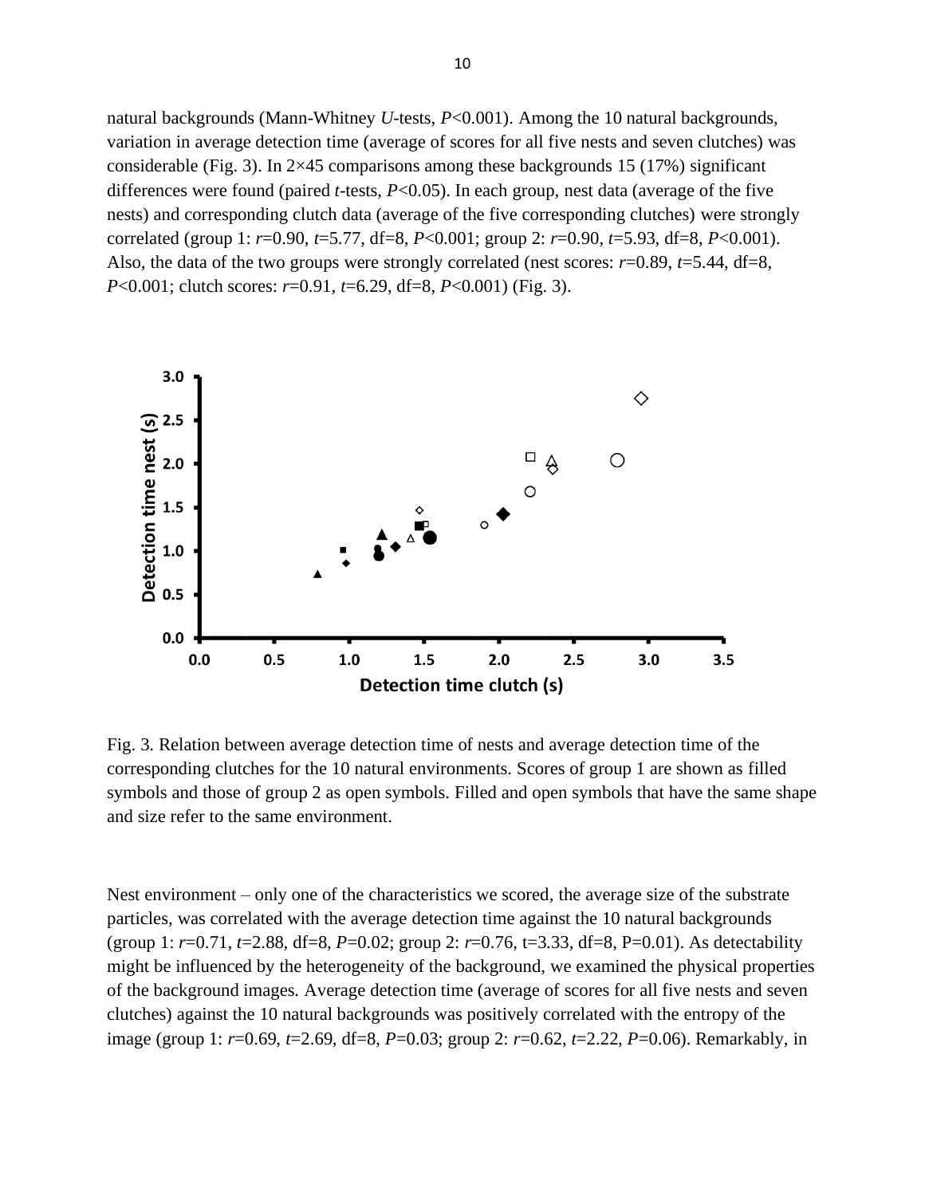natural backgrounds (Mann-Whitney *U*-tests, $P<0.001$). Among the 10 natural backgrounds, variation in average detection time (average of scores for all five nests and seven clutches) was considerable (Fig. 3). In 2×45 comparisons among these backgrounds 15 (17%) significant differences were found (paired *t*-tests, $P<0.05$). In each group, nest data (average of the five nests) and corresponding clutch data (average of the five corresponding clutches) were strongly correlated (group 1: $r=0.90$, $t=5.77$, df=8, $P<0.001$; group 2: $r=0.90$, $t=5.93$, df=8, $P<0.001$). Also, the data of the two groups were strongly correlated (nest scores: $r=0.89$, $t=5.44$, df=8, $P<0.001$; clutch scores: $r=0.91$, $t=6.29$, df=8, $P<0.001$) (Fig. 3).

Fig. 3. Relation between average detection time of nests and average detection time of the corresponding clutches for the 10 natural environments. Scores of group 1 are shown as filled symbols and those of group 2 as open symbols. Filled and open symbols that have the same shape and size refer to the same environment.

Nest environment – only one of the characteristics we scored, the average size of the substrate particles, was correlated with the average detection time against the 10 natural backgrounds (group 1: $r=0.71$, $t=2.88$, df=8, $P=0.02$; group 2: $r=0.76$, $t=3.33$, df=8, $P=0.01$). As detectability might be influenced by the heterogeneity of the background, we examined the physical properties of the background images. Average detection time (average of scores for all five nests and seven clutches) against the 10 natural backgrounds was positively correlated with the entropy of the image (group 1: $r=0.69$, $t=2.69$, df=8, $P=0.03$; group 2: $r=0.62$, $t=2.22$, $P=0.06$). Remarkably, in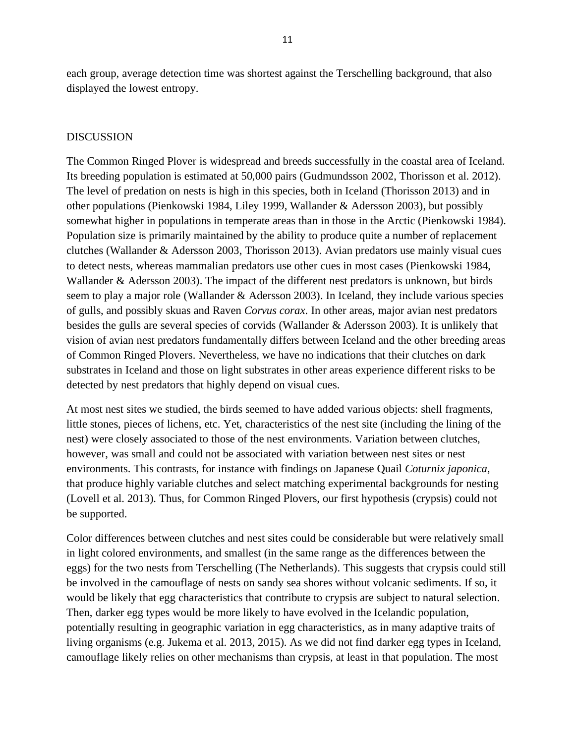each group, average detection time was shortest against the Terschelling background, that also displayed the lowest entropy.

## DISCUSSION

The Common Ringed Plover is widespread and breeds successfully in the coastal area of Iceland. Its breeding population is estimated at 50,000 pairs (Gudmundsson 2002, Thorisson et al. 2012). The level of predation on nests is high in this species, both in Iceland (Thorisson 2013) and in other populations (Pienkowski 1984, Liley 1999, Wallander & Adersson 2003), but possibly somewhat higher in populations in temperate areas than in those in the Arctic (Pienkowski 1984). Population size is primarily maintained by the ability to produce quite a number of replacement clutches (Wallander & Adersson 2003, Thorisson 2013). Avian predators use mainly visual cues to detect nests, whereas mammalian predators use other cues in most cases (Pienkowski 1984, Wallander & Adersson 2003). The impact of the different nest predators is unknown, but birds seem to play a major role (Wallander & Adersson 2003). In Iceland, they include various species of gulls, and possibly skuas and Raven *Corvus corax*. In other areas, major avian nest predators besides the gulls are several species of corvids (Wallander & Adersson 2003). It is unlikely that vision of avian nest predators fundamentally differs between Iceland and the other breeding areas of Common Ringed Plovers. Nevertheless, we have no indications that their clutches on dark substrates in Iceland and those on light substrates in other areas experience different risks to be detected by nest predators that highly depend on visual cues.

At most nest sites we studied, the birds seemed to have added various objects: shell fragments, little stones, pieces of lichens, etc. Yet, characteristics of the nest site (including the lining of the nest) were closely associated to those of the nest environments. Variation between clutches, however, was small and could not be associated with variation between nest sites or nest environments. This contrasts, for instance with findings on Japanese Quail *Coturnix japonica*, that produce highly variable clutches and select matching experimental backgrounds for nesting (Lovell et al. 2013). Thus, for Common Ringed Plovers, our first hypothesis (crypsis) could not be supported.

Color differences between clutches and nest sites could be considerable but were relatively small in light colored environments, and smallest (in the same range as the differences between the eggs) for the two nests from Terschelling (The Netherlands). This suggests that crypsis could still be involved in the camouflage of nests on sandy sea shores without volcanic sediments. If so, it would be likely that egg characteristics that contribute to crypsis are subject to natural selection. Then, darker egg types would be more likely to have evolved in the Icelandic population, potentially resulting in geographic variation in egg characteristics, as in many adaptive traits of living organisms (e.g. Jukema et al. 2013, 2015). As we did not find darker egg types in Iceland, camouflage likely relies on other mechanisms than crypsis, at least in that population. The most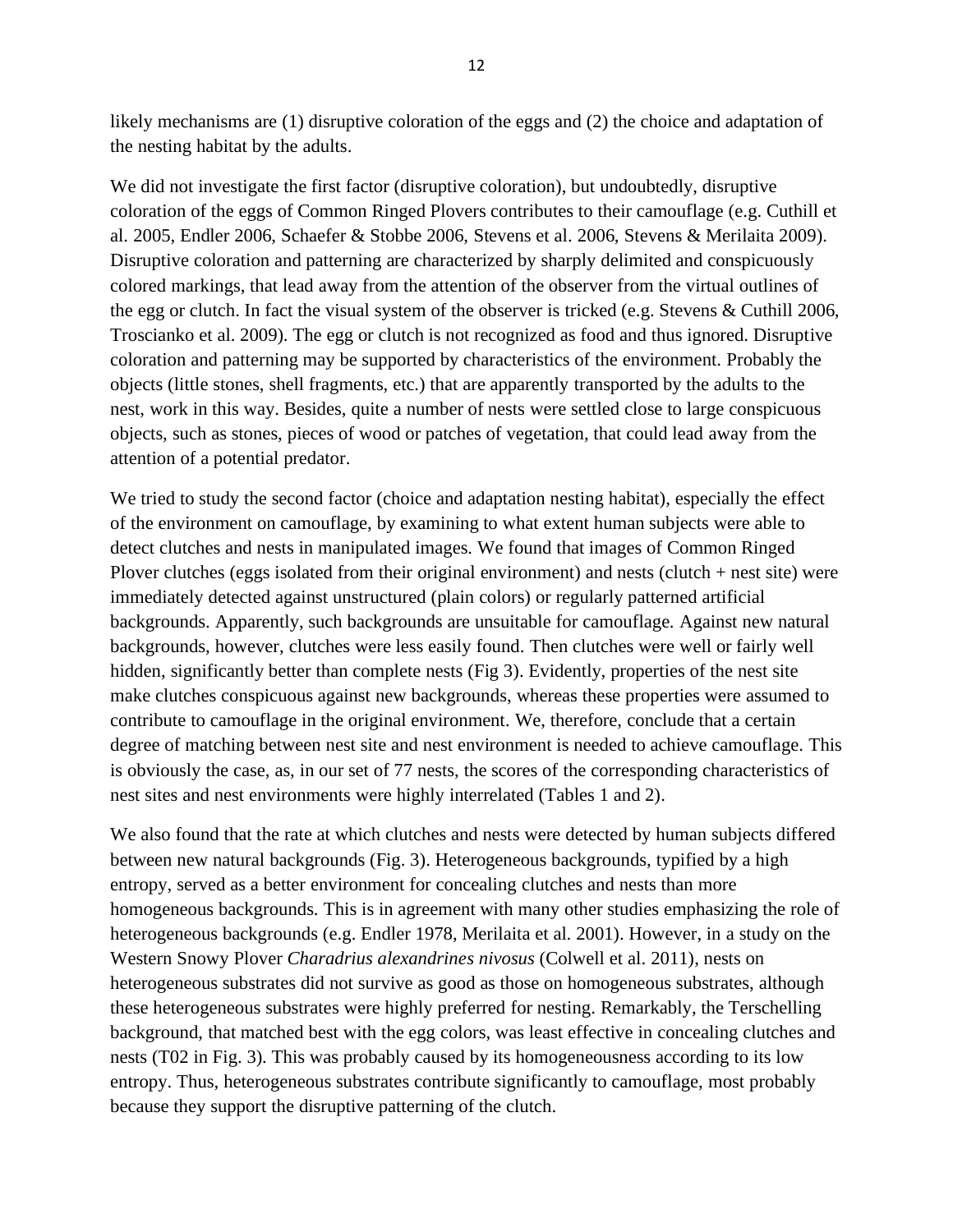likely mechanisms are (1) disruptive coloration of the eggs and (2) the choice and adaptation of the nesting habitat by the adults.

We did not investigate the first factor (disruptive coloration), but undoubtedly, disruptive coloration of the eggs of Common Ringed Plovers contributes to their camouflage (e.g. Cuthill et al. 2005, Endler 2006, Schaefer & Stobbe 2006, Stevens et al. 2006, Stevens & Merilaita 2009). Disruptive coloration and patterning are characterized by sharply delimited and conspicuously colored markings, that lead away from the attention of the observer from the virtual outlines of the egg or clutch. In fact the visual system of the observer is tricked (e.g. Stevens & Cuthill 2006, Troscianko et al. 2009). The egg or clutch is not recognized as food and thus ignored. Disruptive coloration and patterning may be supported by characteristics of the environment. Probably the objects (little stones, shell fragments, etc.) that are apparently transported by the adults to the nest, work in this way. Besides, quite a number of nests were settled close to large conspicuous objects, such as stones, pieces of wood or patches of vegetation, that could lead away from the attention of a potential predator.

We tried to study the second factor (choice and adaptation nesting habitat), especially the effect of the environment on camouflage, by examining to what extent human subjects were able to detect clutches and nests in manipulated images. We found that images of Common Ringed Plover clutches (eggs isolated from their original environment) and nests (clutch + nest site) were immediately detected against unstructured (plain colors) or regularly patterned artificial backgrounds. Apparently, such backgrounds are unsuitable for camouflage. Against new natural backgrounds, however, clutches were less easily found. Then clutches were well or fairly well hidden, significantly better than complete nests (Fig 3). Evidently, properties of the nest site make clutches conspicuous against new backgrounds, whereas these properties were assumed to contribute to camouflage in the original environment. We, therefore, conclude that a certain degree of matching between nest site and nest environment is needed to achieve camouflage. This is obviously the case, as, in our set of 77 nests, the scores of the corresponding characteristics of nest sites and nest environments were highly interrelated (Tables 1 and 2).

We also found that the rate at which clutches and nests were detected by human subjects differed between new natural backgrounds (Fig. 3). Heterogeneous backgrounds, typified by a high entropy, served as a better environment for concealing clutches and nests than more homogeneous backgrounds. This is in agreement with many other studies emphasizing the role of heterogeneous backgrounds (e.g. Endler 1978, Merilaita et al. 2001). However, in a study on the Western Snowy Plover *Charadrius alexandrines nivosus* (Colwell et al. 2011), nests on heterogeneous substrates did not survive as good as those on homogeneous substrates, although these heterogeneous substrates were highly preferred for nesting. Remarkably, the Terschelling background, that matched best with the egg colors, was least effective in concealing clutches and nests (T02 in Fig. 3). This was probably caused by its homogeneousness according to its low entropy. Thus, heterogeneous substrates contribute significantly to camouflage, most probably because they support the disruptive patterning of the clutch.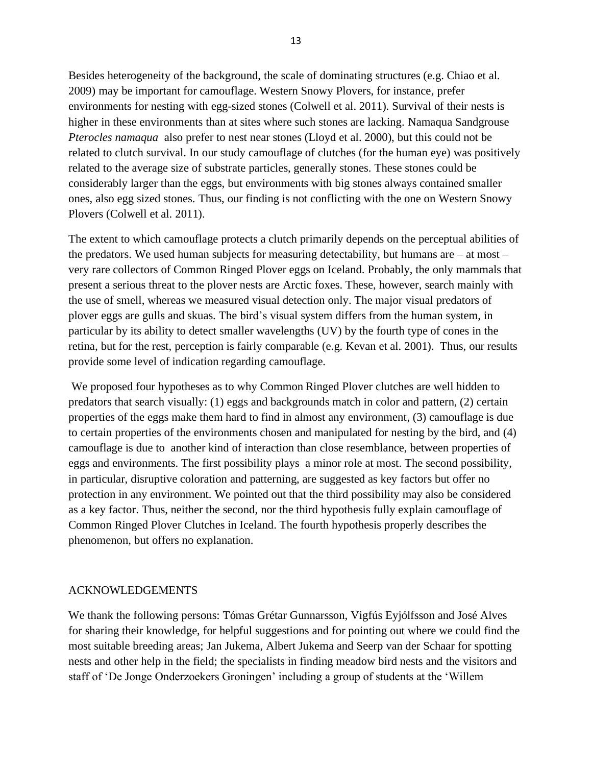Besides heterogeneity of the background, the scale of dominating structures (e.g. Chiao et al. 2009) may be important for camouflage. Western Snowy Plovers, for instance, prefer environments for nesting with egg-sized stones (Colwell et al. 2011). Survival of their nests is higher in these environments than at sites where such stones are lacking. Namaqua Sandgrouse *Pterocles namaqua* also prefer to nest near stones (Lloyd et al. 2000), but this could not be related to clutch survival. In our study camouflage of clutches (for the human eye) was positively related to the average size of substrate particles, generally stones. These stones could be considerably larger than the eggs, but environments with big stones always contained smaller ones, also egg sized stones. Thus, our finding is not conflicting with the one on Western Snowy Plovers (Colwell et al. 2011).

The extent to which camouflage protects a clutch primarily depends on the perceptual abilities of the predators. We used human subjects for measuring detectability, but humans are – at most – very rare collectors of Common Ringed Plover eggs on Iceland. Probably, the only mammals that present a serious threat to the plover nests are Arctic foxes. These, however, search mainly with the use of smell, whereas we measured visual detection only. The major visual predators of plover eggs are gulls and skuas. The bird's visual system differs from the human system, in particular by its ability to detect smaller wavelengths (UV) by the fourth type of cones in the retina, but for the rest, perception is fairly comparable (e.g. Kevan et al. 2001). Thus, our results provide some level of indication regarding camouflage.

We proposed four hypotheses as to why Common Ringed Plover clutches are well hidden to predators that search visually: (1) eggs and backgrounds match in color and pattern, (2) certain properties of the eggs make them hard to find in almost any environment, (3) camouflage is due to certain properties of the environments chosen and manipulated for nesting by the bird, and (4) camouflage is due to another kind of interaction than close resemblance, between properties of eggs and environments. The first possibility plays a minor role at most. The second possibility, in particular, disruptive coloration and patterning, are suggested as key factors but offer no protection in any environment. We pointed out that the third possibility may also be considered as a key factor. Thus, neither the second, nor the third hypothesis fully explain camouflage of Common Ringed Plover Clutches in Iceland. The fourth hypothesis properly describes the phenomenon, but offers no explanation.

## ACKNOWLEDGEMENTS

We thank the following persons: Tómas Grétar Gunnarsson, Vigfús Eyjólfsson and José Alves for sharing their knowledge, for helpful suggestions and for pointing out where we could find the most suitable breeding areas; Jan Jukema, Albert Jukema and Seerp van der Schaar for spotting nests and other help in the field; the specialists in finding meadow bird nests and the visitors and staff of 'De Jonge Onderzoekers Groningen' including a group of students at the 'Willem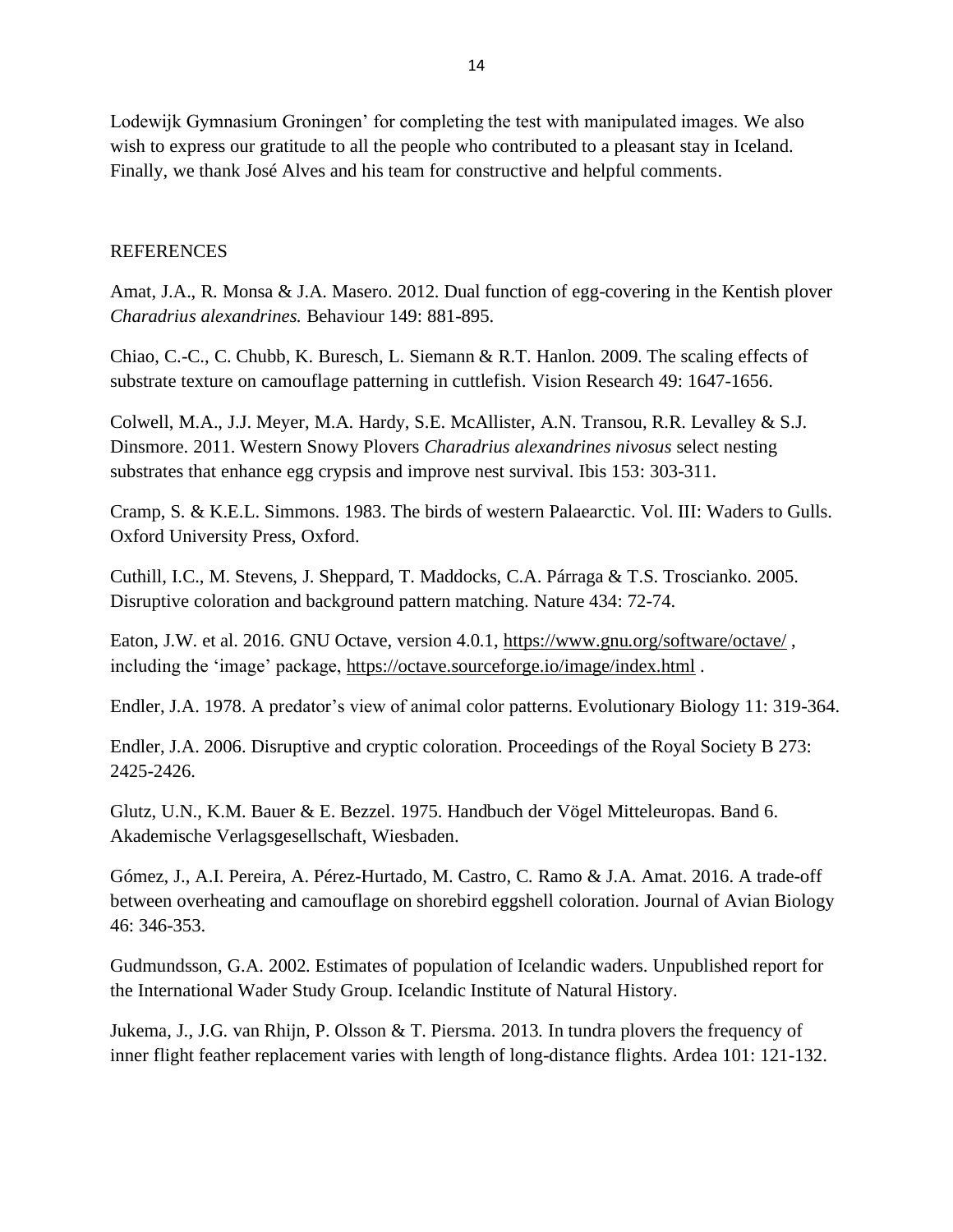Lodewijk Gymnasium Groningen' for completing the test with manipulated images. We also wish to express our gratitude to all the people who contributed to a pleasant stay in Iceland. Finally, we thank José Alves and his team for constructive and helpful comments.

## REFERENCES

Amat, J.A., R. Monsa & J.A. Masero. 2012. Dual function of egg-covering in the Kentish plover *Charadrius alexandrines.* Behaviour 149: 881-895.

Chiao, C.-C., C. Chubb, K. Buresch, L. Siemann & R.T. Hanlon. 2009. The scaling effects of substrate texture on camouflage patterning in cuttlefish. Vision Research 49: 1647-1656.

Colwell, M.A., J.J. Meyer, M.A. Hardy, S.E. McAllister, A.N. Transou, R.R. Levalley & S.J. Dinsmore. 2011. Western Snowy Plovers *Charadrius alexandrines nivosus* select nesting substrates that enhance egg crypsis and improve nest survival. Ibis 153: 303-311.

Cramp, S. & K.E.L. Simmons. 1983. The birds of western Palaearctic. Vol. III: Waders to Gulls. Oxford University Press, Oxford.

Cuthill, I.C., M. Stevens, J. Sheppard, T. Maddocks, C.A. Párraga & T.S. Troscianko. 2005. Disruptive coloration and background pattern matching. Nature 434: 72-74.

Eaton, J.W. et al. 2016. GNU Octave, version 4.0.1, https://www.gnu.org/software/octave/ , including the 'image' package, https://octave.sourceforge.io/image/index.html .

Endler, J.A. 1978. A predator's view of animal color patterns. Evolutionary Biology 11: 319-364.

Endler, J.A. 2006. Disruptive and cryptic coloration. Proceedings of the Royal Society B 273: 2425-2426.

Glutz, U.N., K.M. Bauer & E. Bezzel. 1975. Handbuch der Vögel Mitteleuropas. Band 6. Akademische Verlagsgesellschaft, Wiesbaden.

Gómez, J., A.I. Pereira, A. Pérez-Hurtado, M. Castro, C. Ramo & J.A. Amat. 2016. A trade-off between overheating and camouflage on shorebird eggshell coloration. Journal of Avian Biology 46: 346-353.

Gudmundsson, G.A. 2002. Estimates of population of Icelandic waders. Unpublished report for the International Wader Study Group. Icelandic Institute of Natural History.

Jukema, J., J.G. van Rhijn, P. Olsson & T. Piersma. 2013. In tundra plovers the frequency of inner flight feather replacement varies with length of long-distance flights. Ardea 101: 121-132.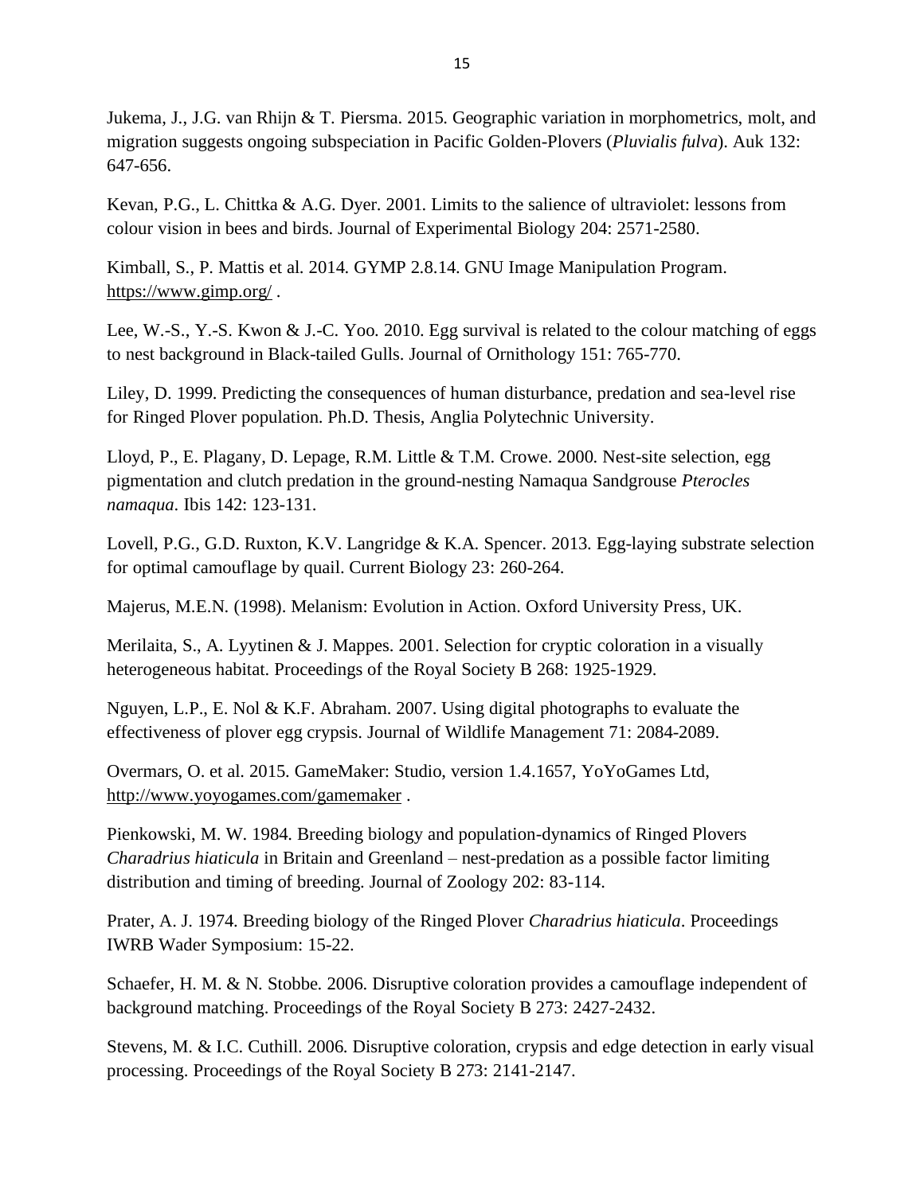Jukema, J., J.G. van Rhijn & T. Piersma. 2015. Geographic variation in morphometrics, molt, and migration suggests ongoing subspeciation in Pacific Golden-Plovers (*Pluvialis fulva*). Auk 132: 647-656.

Kevan, P.G., L. Chittka & A.G. Dyer. 2001. Limits to the salience of ultraviolet: lessons from colour vision in bees and birds. Journal of Experimental Biology 204: 2571-2580.

Kimball, S., P. Mattis et al. 2014. GYMP 2.8.14. GNU Image Manipulation Program. https://www.gimp.org/ .

Lee, W.-S., Y.-S. Kwon & J.-C. Yoo. 2010. Egg survival is related to the colour matching of eggs to nest background in Black-tailed Gulls. Journal of Ornithology 151: 765-770.

Liley, D. 1999. Predicting the consequences of human disturbance, predation and sea-level rise for Ringed Plover population. Ph.D. Thesis, Anglia Polytechnic University.

Lloyd, P., E. Plagany, D. Lepage, R.M. Little & T.M. Crowe. 2000. Nest-site selection, egg pigmentation and clutch predation in the ground-nesting Namaqua Sandgrouse *Pterocles namaqua*. Ibis 142: 123-131.

Lovell, P.G., G.D. Ruxton, K.V. Langridge & K.A. Spencer. 2013. Egg-laying substrate selection for optimal camouflage by quail. Current Biology 23: 260-264.

Majerus, M.E.N. (1998). Melanism: Evolution in Action. Oxford University Press, UK.

Merilaita, S., A. Lyytinen & J. Mappes. 2001. Selection for cryptic coloration in a visually heterogeneous habitat. Proceedings of the Royal Society B 268: 1925-1929.

Nguyen, L.P., E. Nol & K.F. Abraham. 2007. Using digital photographs to evaluate the effectiveness of plover egg crypsis. Journal of Wildlife Management 71: 2084-2089.

Overmars, O. et al. 2015. GameMaker: Studio, version 1.4.1657, YoYoGames Ltd, http://www.yoyogames.com/gamemaker .

Pienkowski, M. W. 1984. Breeding biology and population-dynamics of Ringed Plovers *Charadrius hiaticula* in Britain and Greenland – nest-predation as a possible factor limiting distribution and timing of breeding. Journal of Zoology 202: 83-114.

Prater, A. J. 1974. Breeding biology of the Ringed Plover *Charadrius hiaticula*. Proceedings IWRB Wader Symposium: 15-22.

Schaefer, H. M. & N. Stobbe. 2006. Disruptive coloration provides a camouflage independent of background matching. Proceedings of the Royal Society B 273: 2427-2432.

Stevens, M. & I.C. Cuthill. 2006. Disruptive coloration, crypsis and edge detection in early visual processing. Proceedings of the Royal Society B 273: 2141-2147.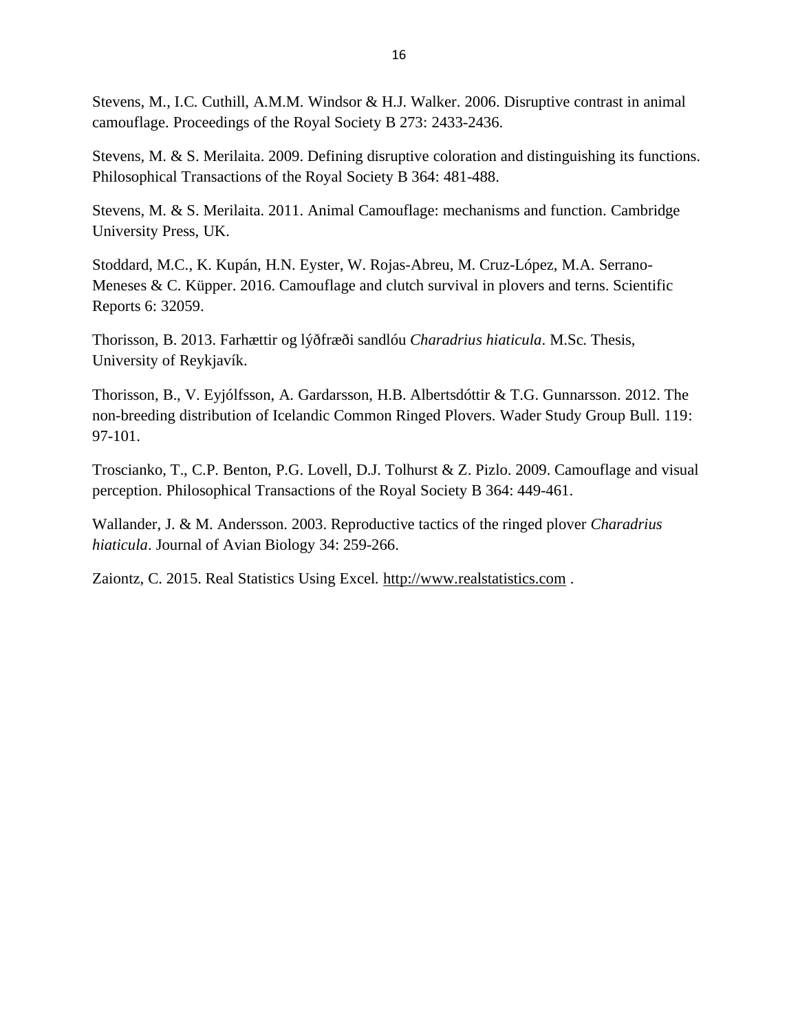Stevens, M., I.C. Cuthill, A.M.M. Windsor & H.J. Walker. 2006. Disruptive contrast in animal camouflage. Proceedings of the Royal Society B 273: 2433-2436.

Stevens, M. & S. Merilaita. 2009. Defining disruptive coloration and distinguishing its functions. Philosophical Transactions of the Royal Society B 364: 481-488.

Stevens, M. & S. Merilaita. 2011. Animal Camouflage: mechanisms and function. Cambridge University Press, UK.

Stoddard, M.C., K. Kupán, H.N. Eyster, W. Rojas-Abreu, M. Cruz-López, M.A. Serrano-Meneses & C. Küpper. 2016. Camouflage and clutch survival in plovers and terns. Scientific Reports 6: 32059.

Thorisson, B. 2013. Farhættir og lýðfræði sandlóu *Charadrius hiaticula*. M.Sc. Thesis, University of Reykjavík.

Thorisson, B., V. Eyjólfsson, A. Gardarsson, H.B. Albertsdóttir & T.G. Gunnarsson. 2012. The non-breeding distribution of Icelandic Common Ringed Plovers. Wader Study Group Bull. 119: 97-101.

Troscianko, T., C.P. Benton, P.G. Lovell, D.J. Tolhurst & Z. Pizlo. 2009. Camouflage and visual perception. Philosophical Transactions of the Royal Society B 364: 449-461.

Wallander, J. & M. Andersson. 2003. Reproductive tactics of the ringed plover *Charadrius hiaticula*. Journal of Avian Biology 34: 259-266.

Zaiontz, C. 2015. Real Statistics Using Excel. http://www.realstatistics.com .